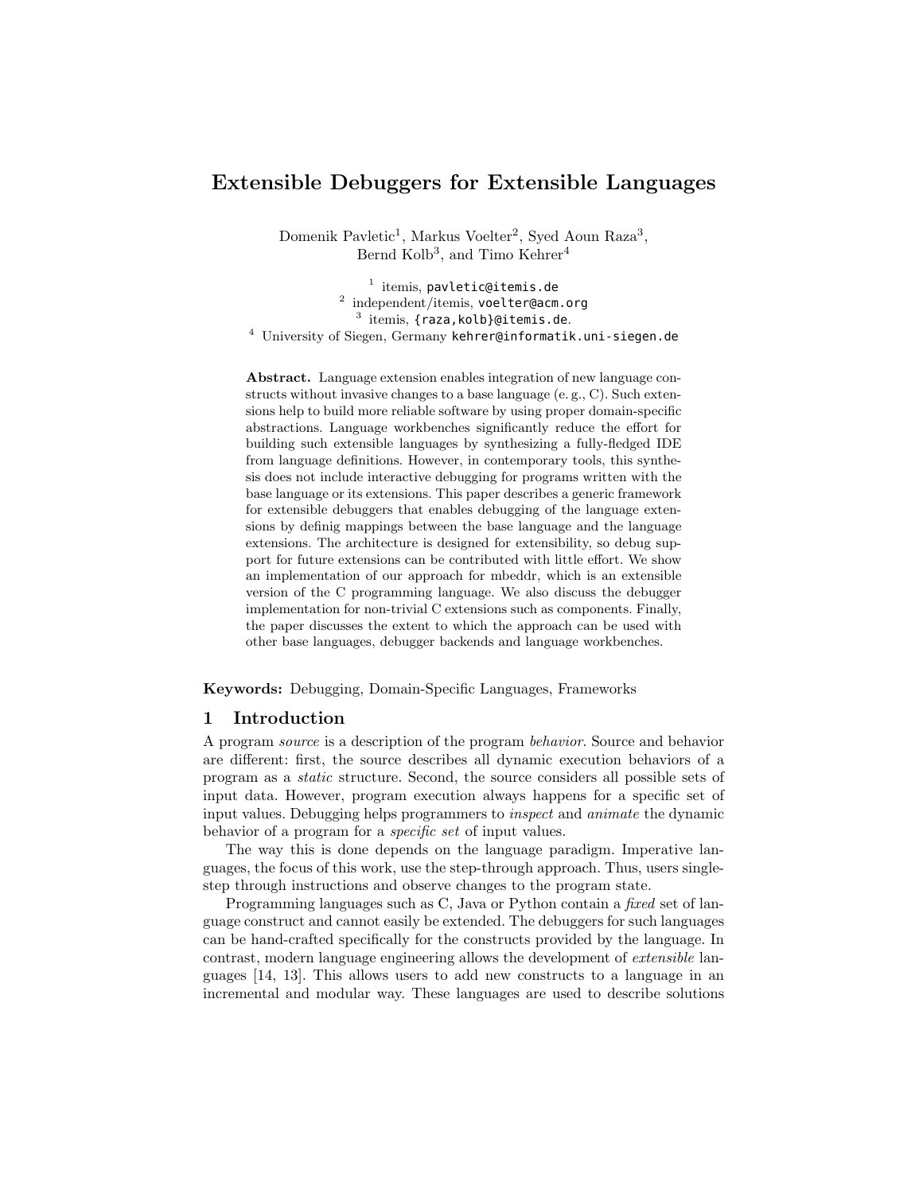# Extensible Debuggers for Extensible Languages

Domenik Pavletic[1], Markus Voelter[2], Syed Aoun Raza[3], Bernd Kolb[3], and Timo Kehrer[4]

[1] itemis, pavletic@itemis.de
[2] independent/itemis, voelter@acm.org
[3] itemis, {raza,kolb}@itemis.de.
[4] University of Siegen, Germany kehrer@informatik.uni-siegen.de

**Abstract.** Language extension enables integration of new language constructs without invasive changes to a base language (e. g., C). Such extensions help to build more reliable software by using proper domain-specific abstractions. Language workbenches significantly reduce the effort for building such extensible languages by synthesizing a fully-fledged IDE from language definitions. However, in contemporary tools, this synthesis does not include interactive debugging for programs written with the base language or its extensions. This paper describes a generic framework for extensible debuggers that enables debugging of the language extensions by definig mappings between the base language and the language extensions. The architecture is designed for extensibility, so debug support for future extensions can be contributed with little effort. We show an implementation of our approach for mbeddr, which is an extensible version of the C programming language. We also discuss the debugger implementation for non-trivial C extensions such as components. Finally, the paper discusses the extent to which the approach can be used with other base languages, debugger backends and language workbenches.

**Keywords:** Debugging, Domain-Specific Languages, Frameworks

## 1 Introduction

A program *source* is a description of the program *behavior*. Source and behavior are different: first, the source describes all dynamic execution behaviors of a program as a *static* structure. Second, the source considers all possible sets of input data. However, program execution always happens for a specific set of input values. Debugging helps programmers to *inspect* and *animate* the dynamic behavior of a program for a *specific set* of input values.

The way this is done depends on the language paradigm. Imperative languages, the focus of this work, use the step-through approach. Thus, users single-step through instructions and observe changes to the program state.

Programming languages such as C, Java or Python contain a *fixed* set of language construct and cannot easily be extended. The debuggers for such languages can be hand-crafted specifically for the constructs provided by the language. In contrast, modern language engineering allows the development of *extensible* languages [14, 13]. This allows users to add new constructs to a language in an incremental and modular way. These languages are used to describe solutions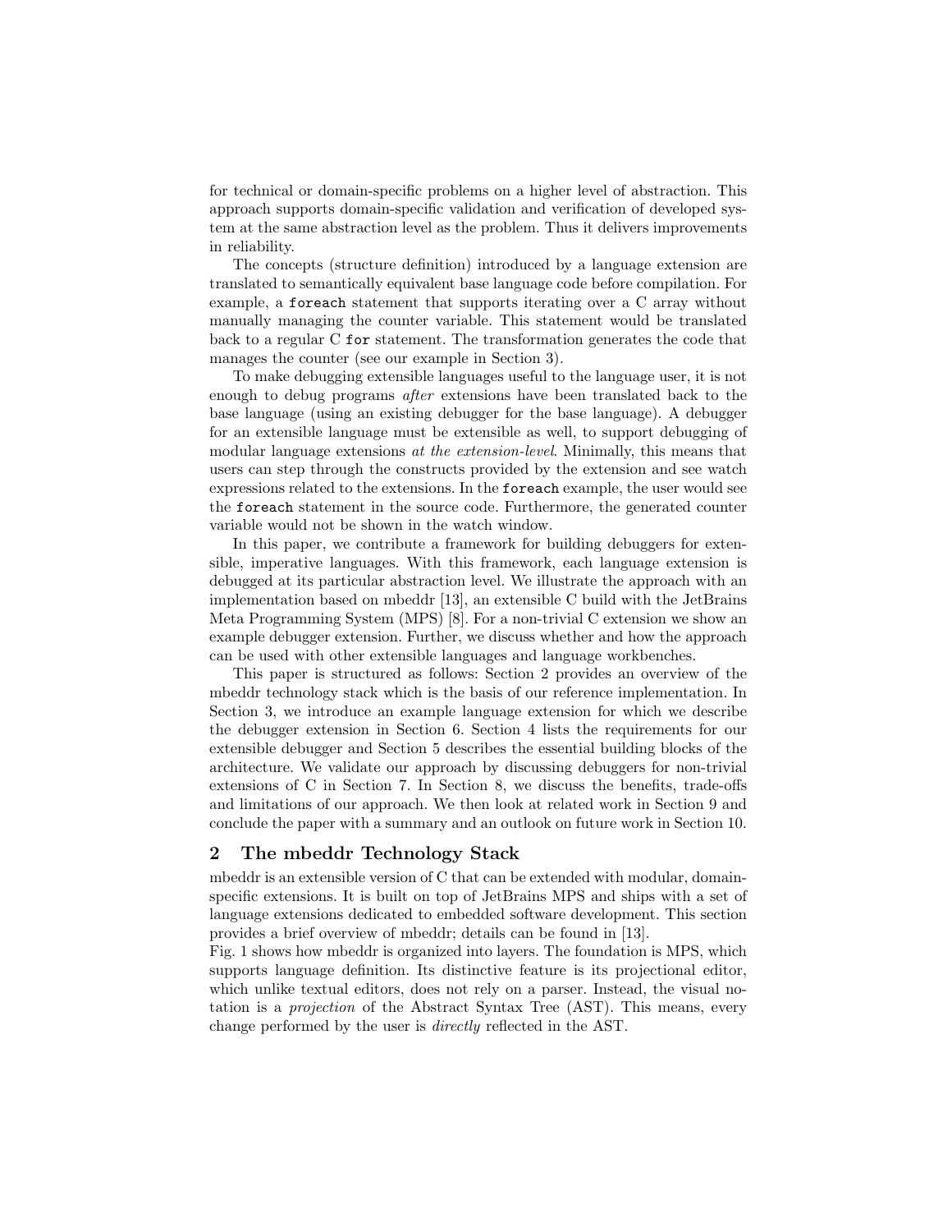for technical or domain-specific problems on a higher level of abstraction. This approach supports domain-specific validation and verification of developed system at the same abstraction level as the problem. Thus it delivers improvements in reliability.

The concepts (structure definition) introduced by a language extension are translated to semantically equivalent base language code before compilation. For example, a `foreach` statement that supports iterating over a C array without manually managing the counter variable. This statement would be translated back to a regular C `for` statement. The transformation generates the code that manages the counter (see our example in Section 3).

To make debugging extensible languages useful to the language user, it is not enough to debug programs *after* extensions have been translated back to the base language (using an existing debugger for the base language). A debugger for an extensible language must be extensible as well, to support debugging of modular language extensions *at the extension-level*. Minimally, this means that users can step through the constructs provided by the extension and see watch expressions related to the extensions. In the `foreach` example, the user would see the `foreach` statement in the source code. Furthermore, the generated counter variable would not be shown in the watch window.

In this paper, we contribute a framework for building debuggers for extensible, imperative languages. With this framework, each language extension is debugged at its particular abstraction level. We illustrate the approach with an implementation based on mbeddr [13], an extensible C build with the JetBrains Meta Programming System (MPS) [8]. For a non-trivial C extension we show an example debugger extension. Further, we discuss whether and how the approach can be used with other extensible languages and language workbenches.

This paper is structured as follows: Section 2 provides an overview of the mbeddr technology stack which is the basis of our reference implementation. In Section 3, we introduce an example language extension for which we describe the debugger extension in Section 6. Section 4 lists the requirements for our extensible debugger and Section 5 describes the essential building blocks of the architecture. We validate our approach by discussing debuggers for non-trivial extensions of C in Section 7. In Section 8, we discuss the benefits, trade-offs and limitations of our approach. We then look at related work in Section 9 and conclude the paper with a summary and an outlook on future work in Section 10.

## 2 The mbeddr Technology Stack

mbeddr is an extensible version of C that can be extended with modular, domain-specific extensions. It is built on top of JetBrains MPS and ships with a set of language extensions dedicated to embedded software development. This section provides a brief overview of mbeddr; details can be found in [13].

Fig. 1 shows how mbeddr is organized into layers. The foundation is MPS, which supports language definition. Its distinctive feature is its projectional editor, which unlike textual editors, does not rely on a parser. Instead, the visual notation is a *projection* of the Abstract Syntax Tree (AST). This means, every change performed by the user is *directly* reflected in the AST.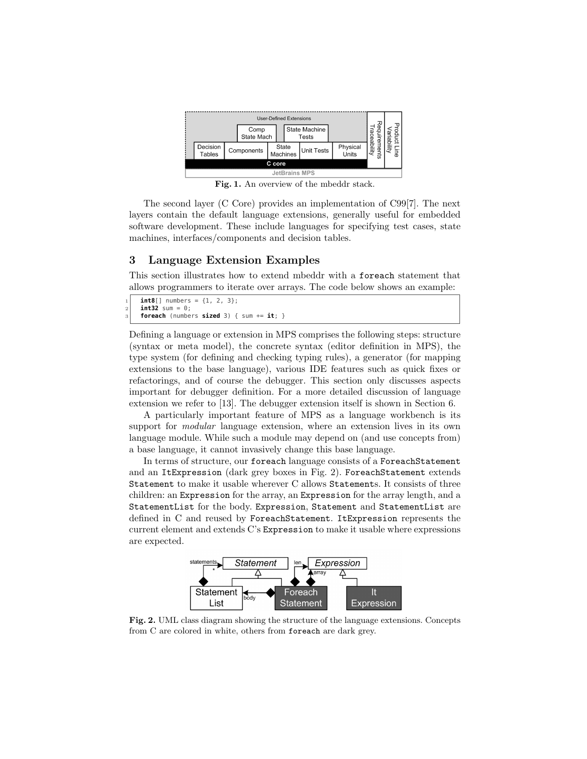Fig. 1. An overview of the mbeddr stack.

The second layer (C Core) provides an implementation of C99[7]. The next layers contain the default language extensions, generally useful for embedded software development. These include languages for specifying test cases, state machines, interfaces/components and decision tables.

## 3 Language Extension Examples

This section illustrates how to extend mbeddr with a `foreach` statement that allows programmers to iterate over arrays. The code below shows an example:

```
int8[] numbers = {1, 2, 3};
int32 sum = 0;
foreach (numbers sized 3) { sum += it; }
```

Defining a language or extension in MPS comprises the following steps: structure (syntax or meta model), the concrete syntax (editor definition in MPS), the type system (for defining and checking typing rules), a generator (for mapping extensions to the base language), various IDE features such as quick fixes or refactorings, and of course the debugger. This section only discusses aspects important for debugger definition. For a more detailed discussion of language extension we refer to [13]. The debugger extension itself is shown in Section 6.

A particularly important feature of MPS as a language workbench is its support for *modular* language extension, where an extension lives in its own language module. While such a module may depend on (and use concepts from) a base language, it cannot invasively change this base language.

In terms of structure, our `foreach` language consists of a `ForeachStatement` and an `ItExpression` (dark grey boxes in Fig. 2). `ForeachStatement` extends `Statement` to make it usable wherever C allows `Statement`s. It consists of three children: an `Expression` for the array, an `Expression` for the array length, and a `StatementList` for the body. `Expression`, `Statement` and `StatementList` are defined in C and reused by `ForeachStatement`. `ItExpression` represents the current element and extends C's `Expression` to make it usable where expressions are expected.

Fig. 2. UML class diagram showing the structure of the language extensions. Concepts from C are colored in white, others from `foreach` are dark grey.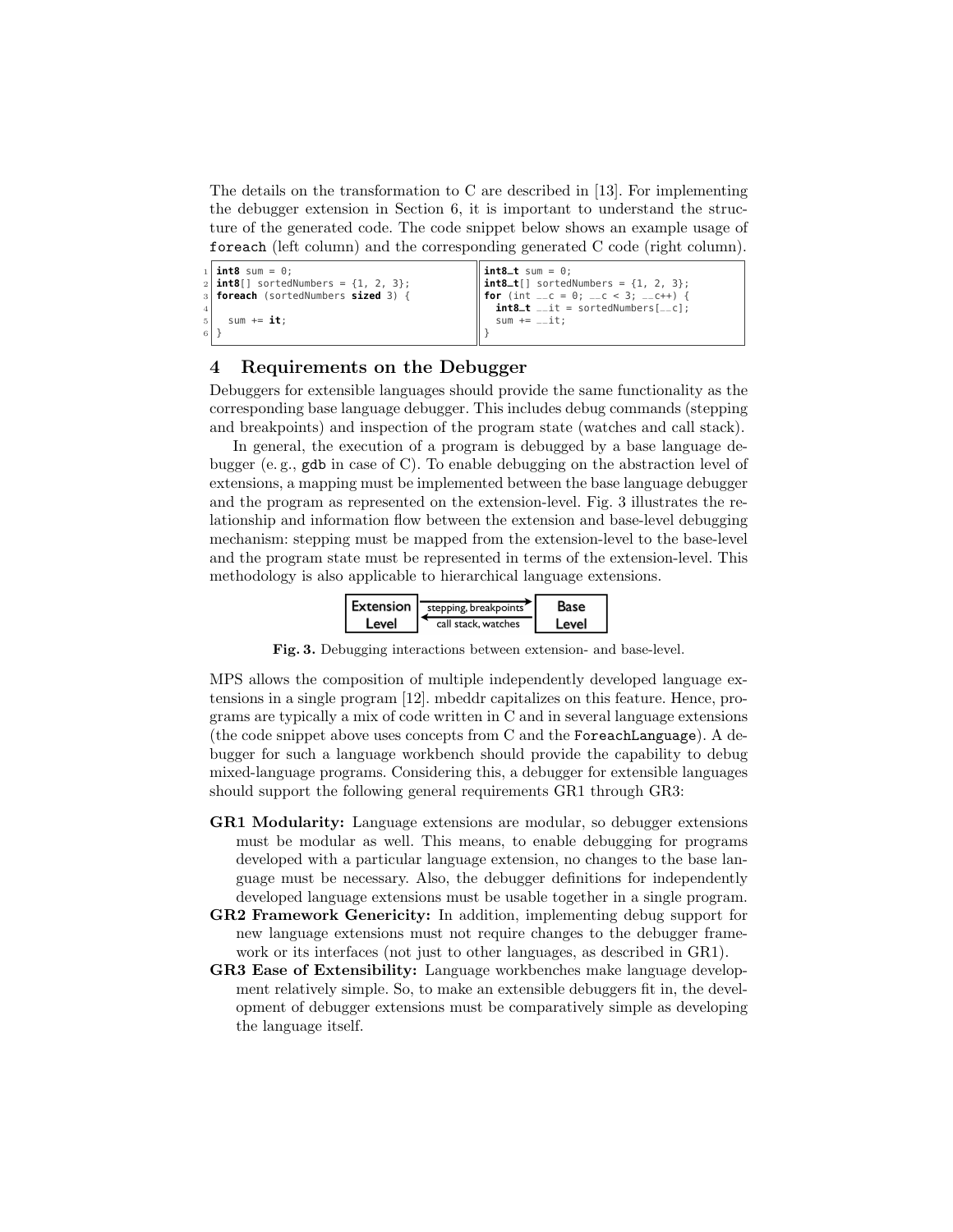The details on the transformation to C are described in [13]. For implementing the debugger extension in Section 6, it is important to understand the structure of the generated code. The code snippet below shows an example usage of `foreach` (left column) and the corresponding generated C code (right column).

```
1 int8 sum = 0;
2 int8[] sortedNumbers = {1, 2, 3};
3 foreach (sortedNumbers sized 3) {
4
5   sum += it;
6 }
```

```
int8_t sum = 0;
int8_t[] sortedNumbers = {1, 2, 3};
for (int __c = 0; __c < 3; __c++) {
  int8_t __it = sortedNumbers[__c];
  sum += __it;
}
```

## 4 Requirements on the Debugger

Debuggers for extensible languages should provide the same functionality as the corresponding base language debugger. This includes debug commands (stepping and breakpoints) and inspection of the program state (watches and call stack).

In general, the execution of a program is debugged by a base language debugger (e. g., `gdb` in case of C). To enable debugging on the abstraction level of extensions, a mapping must be implemented between the base language debugger and the program as represented on the extension-level. Fig. 3 illustrates the relationship and information flow between the extension and base-level debugging mechanism: stepping must be mapped from the extension-level to the base-level and the program state must be represented in terms of the extension-level. This methodology is also applicable to hierarchical language extensions.

Extension Level → stepping, breakpoints → Base Level
Base Level → call stack, watches → Extension Level

**Fig. 3.** Debugging interactions between extension- and base-level.

MPS allows the composition of multiple independently developed language extensions in a single program [12]. mbeddr capitalizes on this feature. Hence, programs are typically a mix of code written in C and in several language extensions (the code snippet above uses concepts from C and the `ForeachLanguage`). A debugger for such a language workbench should provide the capability to debug mixed-language programs. Considering this, a debugger for extensible languages should support the following general requirements GR1 through GR3:

- **GR1 Modularity:** Language extensions are modular, so debugger extensions must be modular as well. This means, to enable debugging for programs developed with a particular language extension, no changes to the base language must be necessary. Also, the debugger definitions for independently developed language extensions must be usable together in a single program.
- **GR2 Framework Genericity:** In addition, implementing debug support for new language extensions must not require changes to the debugger framework or its interfaces (not just to other languages, as described in GR1).
- **GR3 Ease of Extensibility:** Language workbenches make language development relatively simple. So, to make an extensible debuggers fit in, the development of debugger extensions must be comparatively simple as developing the language itself.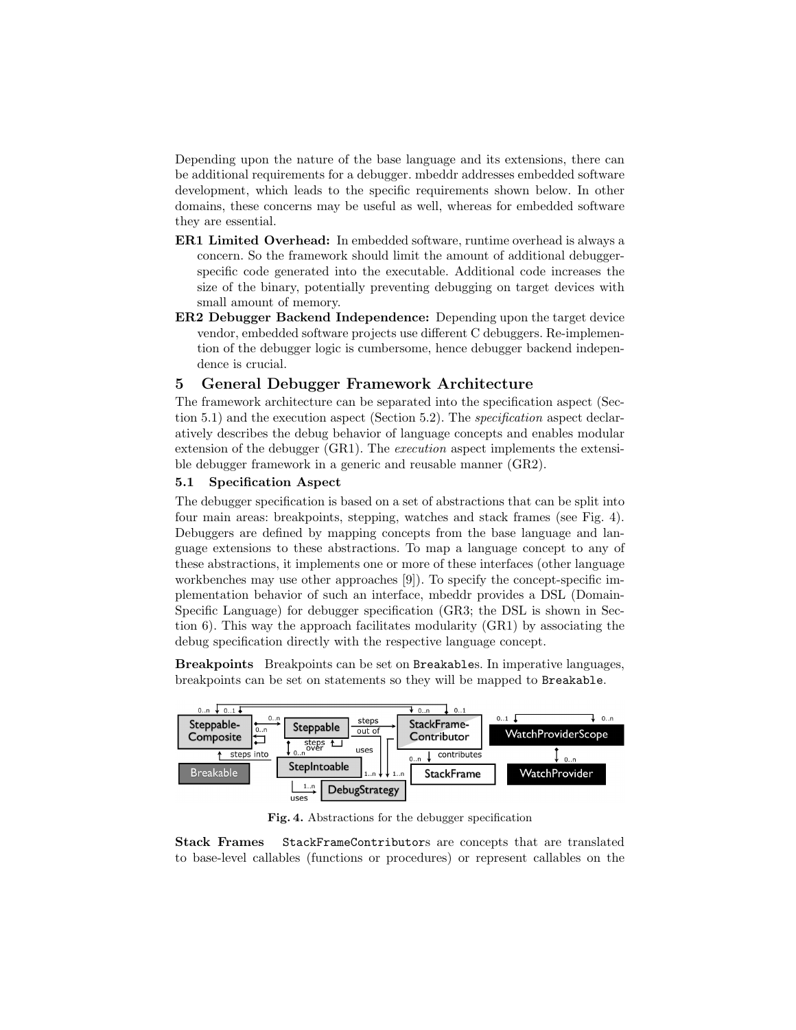Depending upon the nature of the base language and its extensions, there can be additional requirements for a debugger. mbeddr addresses embedded software development, which leads to the specific requirements shown below. In other domains, these concerns may be useful as well, whereas for embedded software they are essential.

**ER1 Limited Overhead:** In embedded software, runtime overhead is always a concern. So the framework should limit the amount of additional debugger-specific code generated into the executable. Additional code increases the size of the binary, potentially preventing debugging on target devices with small amount of memory.

**ER2 Debugger Backend Independence:** Depending upon the target device vendor, embedded software projects use different C debuggers. Re-implemention of the debugger logic is cumbersome, hence debugger backend independence is crucial.

## 5 General Debugger Framework Architecture

The framework architecture can be separated into the specification aspect (Section 5.1) and the execution aspect (Section 5.2). The *specification* aspect declaratively describes the debug behavior of language concepts and enables modular extension of the debugger (GR1). The *execution* aspect implements the extensible debugger framework in a generic and reusable manner (GR2).

### 5.1 Specification Aspect

The debugger specification is based on a set of abstractions that can be split into four main areas: breakpoints, stepping, watches and stack frames (see Fig. 4). Debuggers are defined by mapping concepts from the base language and language extensions to these abstractions. To map a language concept to any of these abstractions, it implements one or more of these interfaces (other language workbenches may use other approaches [9]). To specify the concept-specific implementation behavior of such an interface, mbeddr provides a DSL (Domain-Specific Language) for debugger specification (GR3; the DSL is shown in Section 6). This way the approach facilitates modularity (GR1) by associating the debug specification directly with the respective language concept.

**Breakpoints** Breakpoints can be set on `Breakable`s. In imperative languages, breakpoints can be set on statements so they will be mapped to `Breakable`.

Fig. 4. Abstractions for the debugger specification

**Stack Frames** `StackFrameContributor`s are concepts that are translated to base-level callables (functions or procedures) or represent callables on the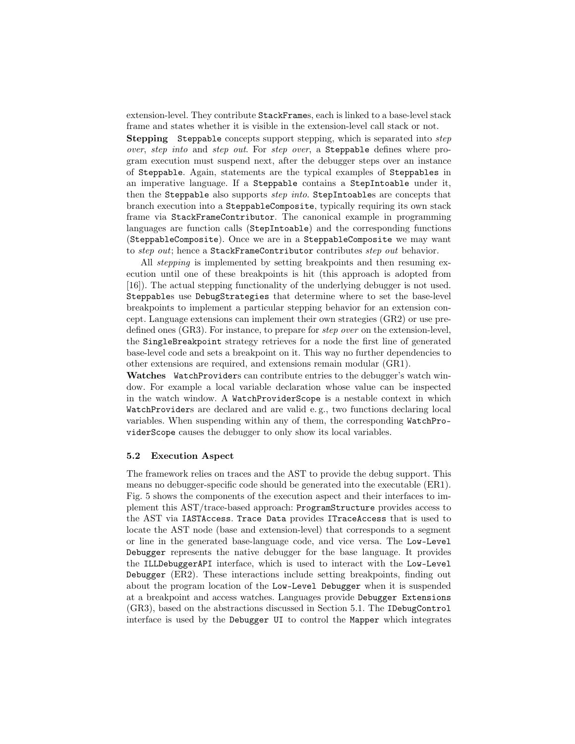extension-level. They contribute `StackFrame`s, each is linked to a base-level stack frame and states whether it is visible in the extension-level call stack or not.

**Stepping** `Steppable` concepts support stepping, which is separated into *step over*, *step into* and *step out*. For *step over*, a `Steppable` defines where program execution must suspend next, after the debugger steps over an instance of `Steppable`. Again, statements are the typical examples of `Steppables` in an imperative language. If a `Steppable` contains a `StepIntoable` under it, then the `Steppable` also supports *step into*. `StepIntoable`s are concepts that branch execution into a `SteppableComposite`, typically requiring its own stack frame via `StackFrameContributor`. The canonical example in programming languages are function calls (`StepIntoable`) and the corresponding functions (`SteppableComposite`). Once we are in a `SteppableComposite` we may want to *step out*; hence a `StackFrameContributor` contributes *step out* behavior.

All *stepping* is implemented by setting breakpoints and then resuming execution until one of these breakpoints is hit (this approach is adopted from [16]). The actual stepping functionality of the underlying debugger is not used. `Steppable`s use `DebugStrategies` that determine where to set the base-level breakpoints to implement a particular stepping behavior for an extension concept. Language extensions can implement their own strategies (GR2) or use predefined ones (GR3). For instance, to prepare for *step over* on the extension-level, the `SingleBreakpoint` strategy retrieves for a node the first line of generated base-level code and sets a breakpoint on it. This way no further dependencies to other extensions are required, and extensions remain modular (GR1).

**Watches** `WatchProvider`s can contribute entries to the debugger's watch window. For example a local variable declaration whose value can be inspected in the watch window. A `WatchProviderScope` is a nestable context in which `WatchProvider`s are declared and are valid e. g., two functions declaring local variables. When suspending within any of them, the corresponding `WatchProviderScope` causes the debugger to only show its local variables.

### 5.2 Execution Aspect

The framework relies on traces and the AST to provide the debug support. This means no debugger-specific code should be generated into the executable (ER1). Fig. 5 shows the components of the execution aspect and their interfaces to implement this AST/trace-based approach: `ProgramStructure` provides access to the AST via `IASTAccess`. `Trace Data` provides `ITraceAccess` that is used to locate the AST node (base and extension-level) that corresponds to a segment or line in the generated base-language code, and vice versa. The `Low-Level Debugger` represents the native debugger for the base language. It provides the `ILLDebuggerAPI` interface, which is used to interact with the `Low-Level Debugger` (ER2). These interactions include setting breakpoints, finding out about the program location of the `Low-Level Debugger` when it is suspended at a breakpoint and access watches. Languages provide `Debugger Extensions` (GR3), based on the abstractions discussed in Section 5.1. The `IDebugControl` interface is used by the `Debugger UI` to control the `Mapper` which integrates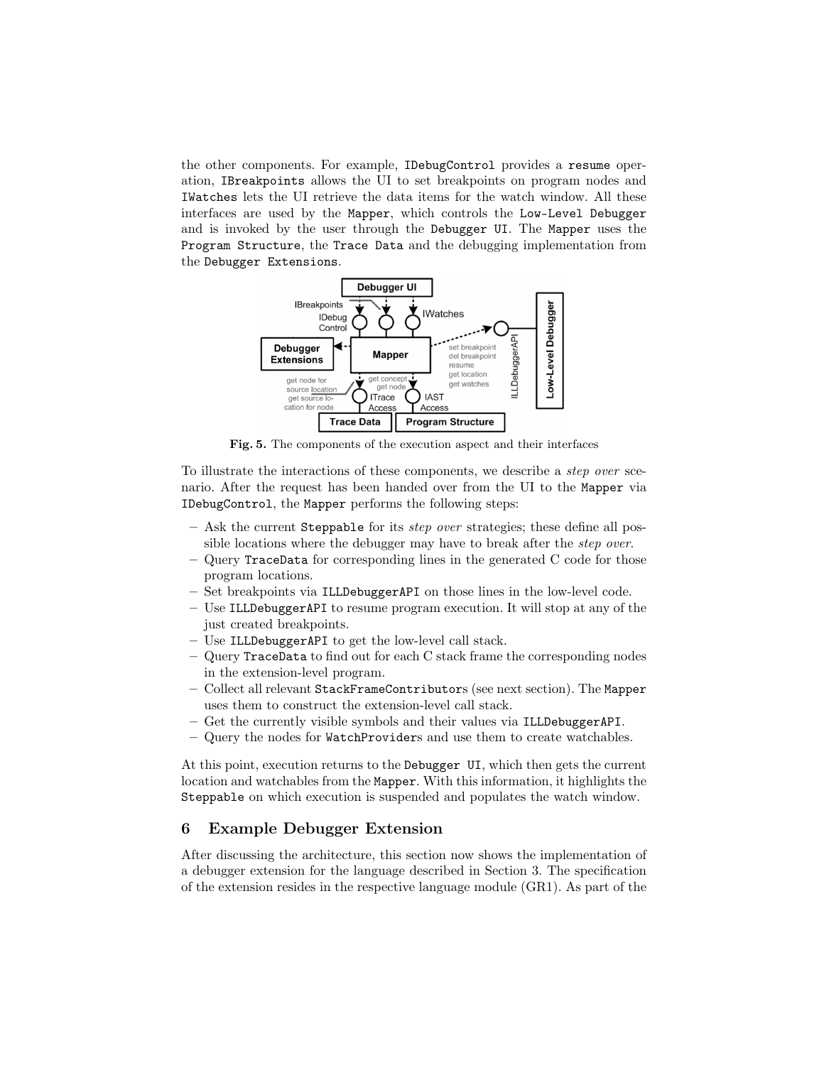the other components. For example, IDebugControl provides a resume operation, IBreakpoints allows the UI to set breakpoints on program nodes and IWatches lets the UI retrieve the data items for the watch window. All these interfaces are used by the Mapper, which controls the Low-Level Debugger and is invoked by the user through the Debugger UI. The Mapper uses the Program Structure, the Trace Data and the debugging implementation from the Debugger Extensions.

**Fig. 5.** The components of the execution aspect and their interfaces

To illustrate the interactions of these components, we describe a *step over* scenario. After the request has been handed over from the UI to the Mapper via IDebugControl, the Mapper performs the following steps:

- Ask the current Steppable for its *step over* strategies; these define all possible locations where the debugger may have to break after the *step over*.
- Query TraceData for corresponding lines in the generated C code for those program locations.
- Set breakpoints via ILLDebuggerAPI on those lines in the low-level code.
- Use ILLDebuggerAPI to resume program execution. It will stop at any of the just created breakpoints.
- Use ILLDebuggerAPI to get the low-level call stack.
- Query TraceData to find out for each C stack frame the corresponding nodes in the extension-level program.
- Collect all relevant StackFrameContributors (see next section). The Mapper uses them to construct the extension-level call stack.
- Get the currently visible symbols and their values via ILLDebuggerAPI.
- Query the nodes for WatchProviders and use them to create watchables.

At this point, execution returns to the Debugger UI, which then gets the current location and watchables from the Mapper. With this information, it highlights the Steppable on which execution is suspended and populates the watch window.

## 6 Example Debugger Extension

After discussing the architecture, this section now shows the implementation of a debugger extension for the language described in Section 3. The specification of the extension resides in the respective language module (GR1). As part of the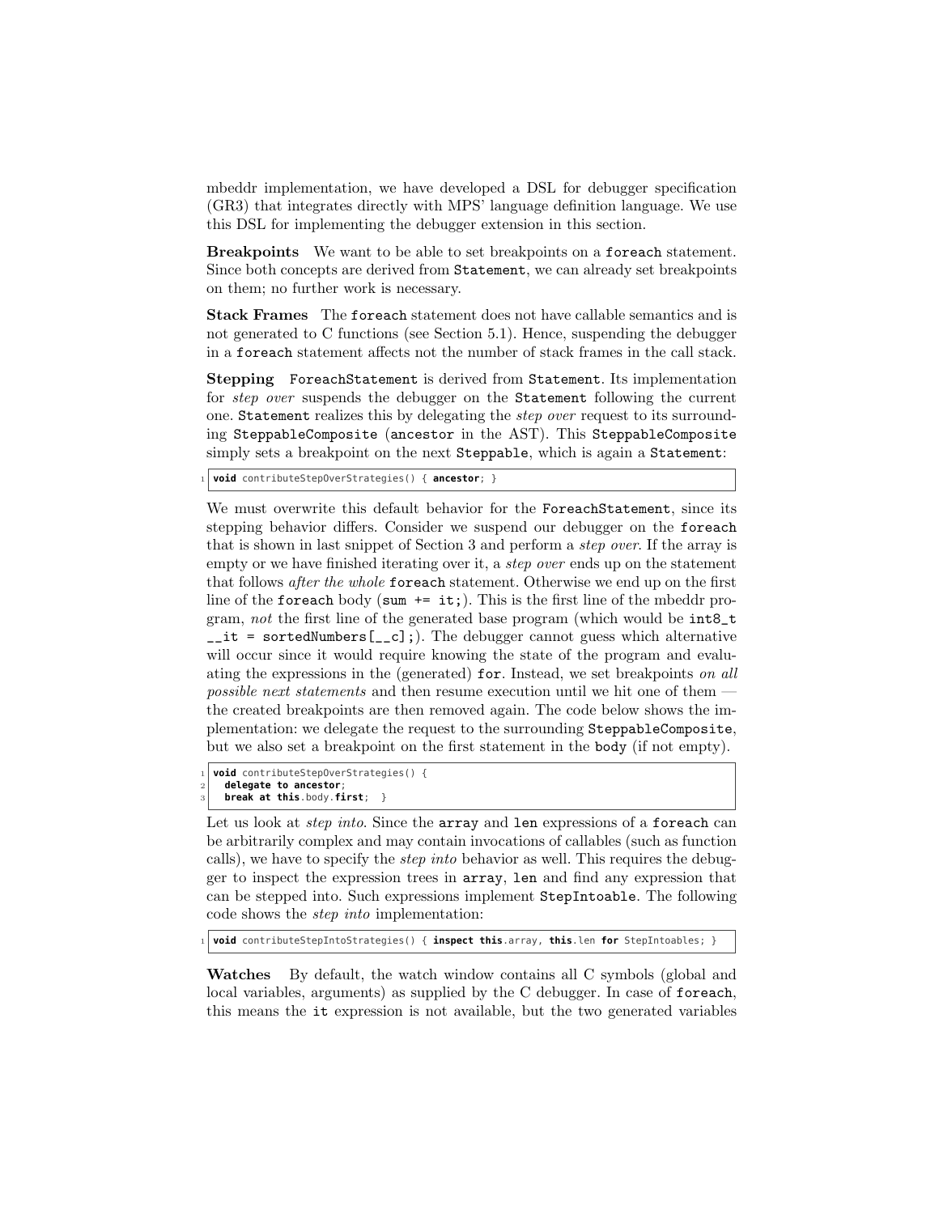mbeddr implementation, we have developed a DSL for debugger specification (GR3) that integrates directly with MPS' language definition language. We use this DSL for implementing the debugger extension in this section.

**Breakpoints** We want to be able to set breakpoints on a `foreach` statement. Since both concepts are derived from `Statement`, we can already set breakpoints on them; no further work is necessary.

**Stack Frames** The `foreach` statement does not have callable semantics and is not generated to C functions (see Section 5.1). Hence, suspending the debugger in a `foreach` statement affects not the number of stack frames in the call stack.

**Stepping** `ForeachStatement` is derived from `Statement`. Its implementation for *step over* suspends the debugger on the `Statement` following the current one. `Statement` realizes this by delegating the *step over* request to its surrounding `SteppableComposite` (`ancestor` in the AST). This `SteppableComposite` simply sets a breakpoint on the next `Steppable`, which is again a `Statement`:

```
void contributeStepOverStrategies() { ancestor; }
```

We must overwrite this default behavior for the `ForeachStatement`, since its stepping behavior differs. Consider we suspend our debugger on the `foreach` that is shown in last snippet of Section 3 and perform a *step over*. If the array is empty or we have finished iterating over it, a *step over* ends up on the statement that follows *after the whole* `foreach` statement. Otherwise we end up on the first line of the `foreach` body (`sum += it;`). This is the first line of the mbeddr program, *not* the first line of the generated base program (which would be `int8_t __it = sortedNumbers[__c];`). The debugger cannot guess which alternative will occur since it would require knowing the state of the program and evaluating the expressions in the (generated) `for`. Instead, we set breakpoints *on all possible next statements* and then resume execution until we hit one of them — the created breakpoints are then removed again. The code below shows the implementation: we delegate the request to the surrounding `SteppableComposite`, but we also set a breakpoint on the first statement in the `body` (if not empty).

```
void contributeStepOverStrategies() {
  delegate to ancestor;
  break at this.body.first;  }
```

Let us look at *step into*. Since the `array` and `len` expressions of a `foreach` can be arbitrarily complex and may contain invocations of callables (such as function calls), we have to specify the *step into* behavior as well. This requires the debugger to inspect the expression trees in `array`, `len` and find any expression that can be stepped into. Such expressions implement `StepIntoable`. The following code shows the *step into* implementation:

```
void contributeStepIntoStrategies() { inspect this.array, this.len for StepIntoables; }
```

**Watches** By default, the watch window contains all C symbols (global and local variables, arguments) as supplied by the C debugger. In case of `foreach`, this means the `it` expression is not available, but the two generated variables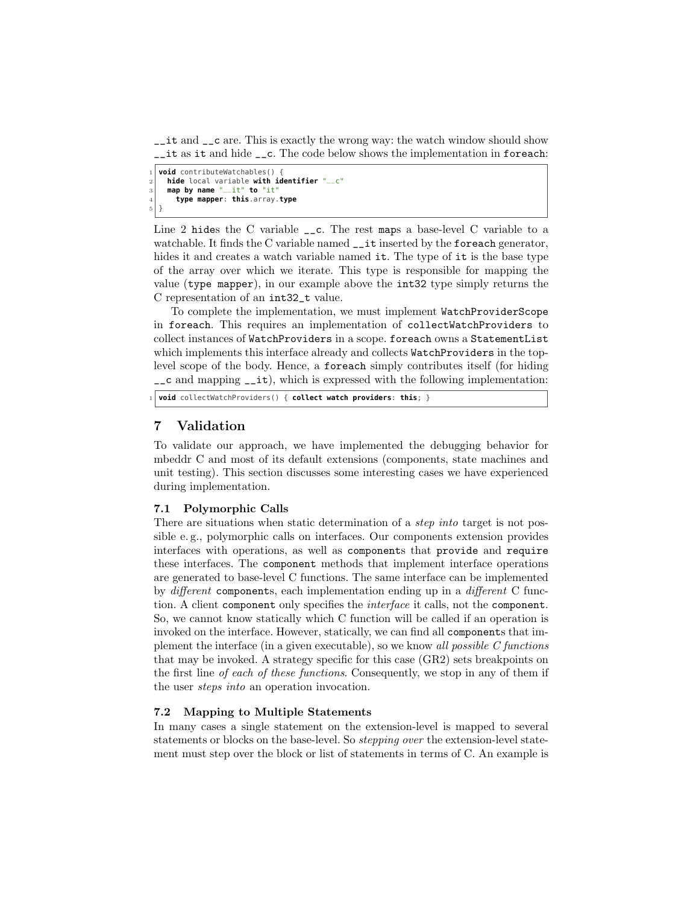__it and __c are. This is exactly the wrong way: the watch window should show __it as it and hide __c. The code below shows the implementation in foreach:

```
void contributeWatchables() {
  hide local variable with identifier "__c"
  map by name "__it" to "it"
    type mapper: this.array.type
}
```

Line 2 hides the C variable __c. The rest maps a base-level C variable to a watchable. It finds the C variable named __it inserted by the foreach generator, hides it and creates a watch variable named it. The type of it is the base type of the array over which we iterate. This type is responsible for mapping the value (type mapper), in our example above the int32 type simply returns the C representation of an int32_t value.

To complete the implementation, we must implement WatchProviderScope in foreach. This requires an implementation of collectWatchProviders to collect instances of WatchProviders in a scope. foreach owns a StatementList which implements this interface already and collects WatchProviders in the top-level scope of the body. Hence, a foreach simply contributes itself (for hiding __c and mapping __it), which is expressed with the following implementation:

```
void collectWatchProviders() { collect watch providers: this; }
```

## 7 Validation

To validate our approach, we have implemented the debugging behavior for mbeddr C and most of its default extensions (components, state machines and unit testing). This section discusses some interesting cases we have experienced during implementation.

### 7.1 Polymorphic Calls

There are situations when static determination of a *step into* target is not possible e. g., polymorphic calls on interfaces. Our components extension provides interfaces with operations, as well as components that provide and require these interfaces. The component methods that implement interface operations are generated to base-level C functions. The same interface can be implemented by *different* components, each implementation ending up in a *different* C function. A client component only specifies the *interface* it calls, not the component. So, we cannot know statically which C function will be called if an operation is invoked on the interface. However, statically, we can find all components that implement the interface (in a given executable), so we know *all possible C functions* that may be invoked. A strategy specific for this case (GR2) sets breakpoints on the first line *of each of these functions*. Consequently, we stop in any of them if the user *steps into* an operation invocation.

### 7.2 Mapping to Multiple Statements

In many cases a single statement on the extension-level is mapped to several statements or blocks on the base-level. So *stepping over* the extension-level statement must step over the block or list of statements in terms of C. An example is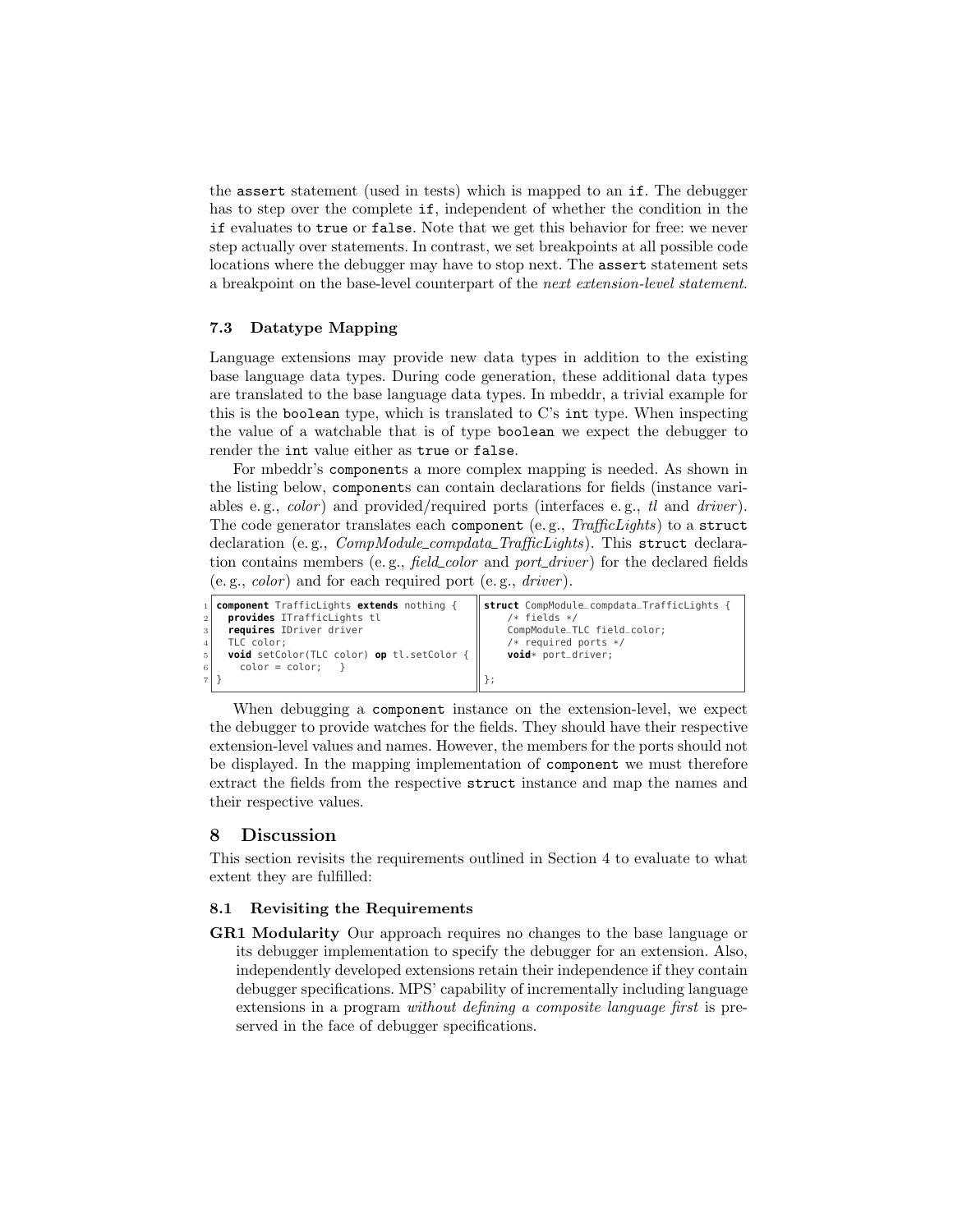the `assert` statement (used in tests) which is mapped to an `if`. The debugger has to step over the complete `if`, independent of whether the condition in the `if` evaluates to `true` or `false`. Note that we get this behavior for free: we never step actually over statements. In contrast, we set breakpoints at all possible code locations where the debugger may have to stop next. The `assert` statement sets a breakpoint on the base-level counterpart of the *next extension-level statement*.

### 7.3 Datatype Mapping

Language extensions may provide new data types in addition to the existing base language data types. During code generation, these additional data types are translated to the base language data types. In mbeddr, a trivial example for this is the `boolean` type, which is translated to C's `int` type. When inspecting the value of a watchable that is of type `boolean` we expect the debugger to render the `int` value either as `true` or `false`.

For mbeddr's `component`s a more complex mapping is needed. As shown in the listing below, `component`s can contain declarations for fields (instance variables e. g., *color*) and provided/required ports (interfaces e. g., *tl* and *driver*). The code generator translates each `component` (e. g., *TrafficLights*) to a `struct` declaration (e. g., *CompModule_compdata_TrafficLights*). This `struct` declaration contains members (e. g., *field_color* and *port_driver*) for the declared fields (e. g., *color*) and for each required port (e. g., *driver*).

```
1 component TrafficLights extends nothing {
2   provides ITrafficLights tl
3   requires IDriver driver
4   TLC color;
5   void setColor(TLC color) op tl.setColor {
6     color = color;   }
7 }
```

```
struct CompModule_compdata_TrafficLights {
    /* fields */
    CompModule_TLC field_color;
    /* required ports */
    void* port_driver;

};
```

When debugging a `component` instance on the extension-level, we expect the debugger to provide watches for the fields. They should have their respective extension-level values and names. However, the members for the ports should not be displayed. In the mapping implementation of `component` we must therefore extract the fields from the respective `struct` instance and map the names and their respective values.

## 8 Discussion

This section revisits the requirements outlined in Section 4 to evaluate to what extent they are fulfilled:

### 8.1 Revisiting the Requirements

**GR1 Modularity** Our approach requires no changes to the base language or its debugger implementation to specify the debugger for an extension. Also, independently developed extensions retain their independence if they contain debugger specifications. MPS' capability of incrementally including language extensions in a program *without defining a composite language first* is preserved in the face of debugger specifications.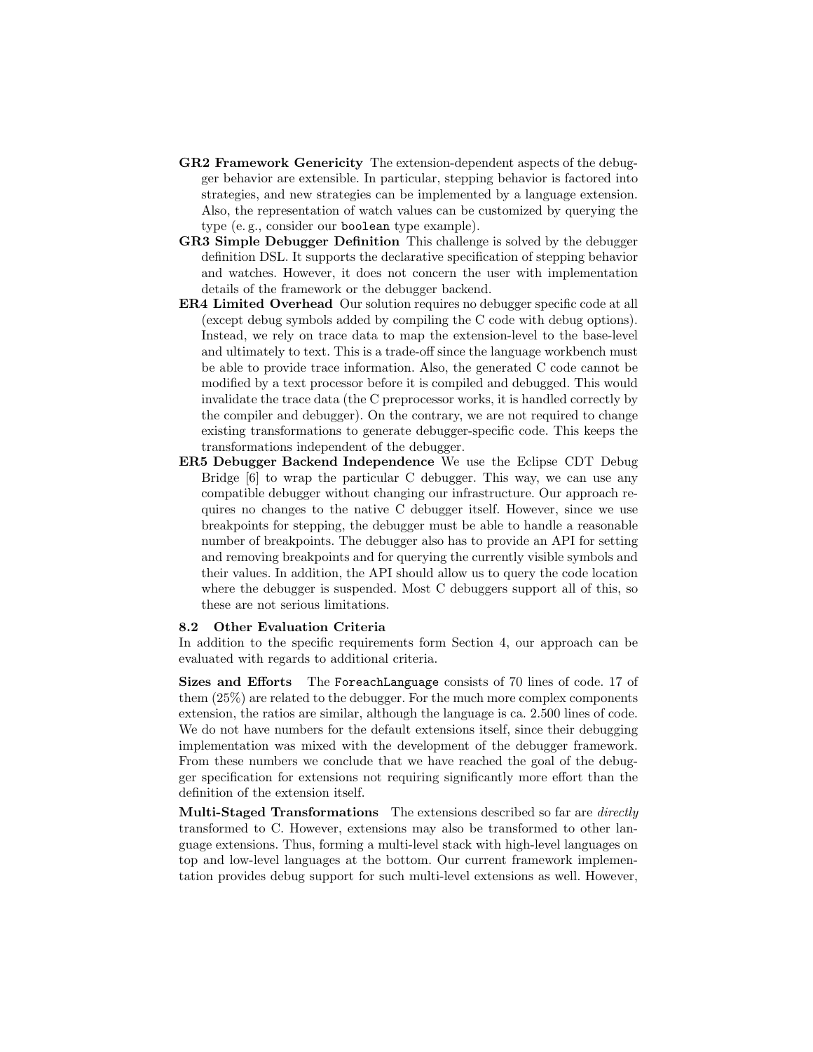- **GR2 Framework Genericity** The extension-dependent aspects of the debugger behavior are extensible. In particular, stepping behavior is factored into strategies, and new strategies can be implemented by a language extension. Also, the representation of watch values can be customized by querying the type (e. g., consider our `boolean` type example).
- **GR3 Simple Debugger Definition** This challenge is solved by the debugger definition DSL. It supports the declarative specification of stepping behavior and watches. However, it does not concern the user with implementation details of the framework or the debugger backend.
- **ER4 Limited Overhead** Our solution requires no debugger specific code at all (except debug symbols added by compiling the C code with debug options). Instead, we rely on trace data to map the extension-level to the base-level and ultimately to text. This is a trade-off since the language workbench must be able to provide trace information. Also, the generated C code cannot be modified by a text processor before it is compiled and debugged. This would invalidate the trace data (the C preprocessor works, it is handled correctly by the compiler and debugger). On the contrary, we are not required to change existing transformations to generate debugger-specific code. This keeps the transformations independent of the debugger.
- **ER5 Debugger Backend Independence** We use the Eclipse CDT Debug Bridge [6] to wrap the particular C debugger. This way, we can use any compatible debugger without changing our infrastructure. Our approach requires no changes to the native C debugger itself. However, since we use breakpoints for stepping, the debugger must be able to handle a reasonable number of breakpoints. The debugger also has to provide an API for setting and removing breakpoints and for querying the currently visible symbols and their values. In addition, the API should allow us to query the code location where the debugger is suspended. Most C debuggers support all of this, so these are not serious limitations.

### 8.2 Other Evaluation Criteria

In addition to the specific requirements form Section 4, our approach can be evaluated with regards to additional criteria.

**Sizes and Efforts** The `ForeachLanguage` consists of 70 lines of code. 17 of them (25%) are related to the debugger. For the much more complex components extension, the ratios are similar, although the language is ca. 2.500 lines of code. We do not have numbers for the default extensions itself, since their debugging implementation was mixed with the development of the debugger framework. From these numbers we conclude that we have reached the goal of the debugger specification for extensions not requiring significantly more effort than the definition of the extension itself.

**Multi-Staged Transformations** The extensions described so far are *directly* transformed to C. However, extensions may also be transformed to other language extensions. Thus, forming a multi-level stack with high-level languages on top and low-level languages at the bottom. Our current framework implementation provides debug support for such multi-level extensions as well. However,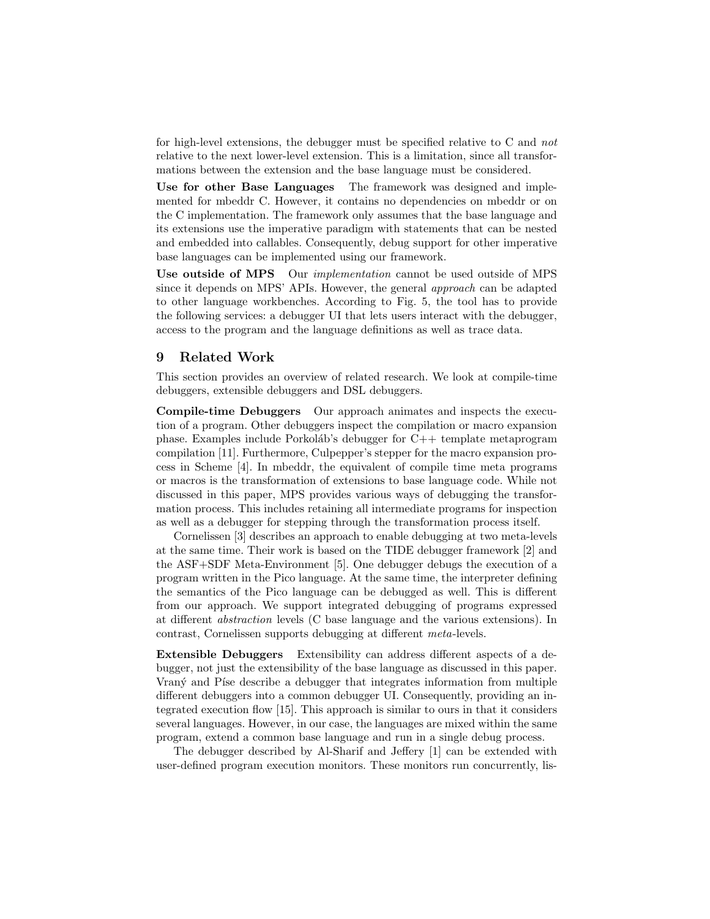for high-level extensions, the debugger must be specified relative to C and *not* relative to the next lower-level extension. This is a limitation, since all transformations between the extension and the base language must be considered.

**Use for other Base Languages** The framework was designed and implemented for mbeddr C. However, it contains no dependencies on mbeddr or on the C implementation. The framework only assumes that the base language and its extensions use the imperative paradigm with statements that can be nested and embedded into callables. Consequently, debug support for other imperative base languages can be implemented using our framework.

**Use outside of MPS** Our *implementation* cannot be used outside of MPS since it depends on MPS' APIs. However, the general *approach* can be adapted to other language workbenches. According to Fig. 5, the tool has to provide the following services: a debugger UI that lets users interact with the debugger, access to the program and the language definitions as well as trace data.

## 9 Related Work

This section provides an overview of related research. We look at compile-time debuggers, extensible debuggers and DSL debuggers.

**Compile-time Debuggers** Our approach animates and inspects the execution of a program. Other debuggers inspect the compilation or macro expansion phase. Examples include Porkoláb's debugger for C++ template metaprogram compilation [11]. Furthermore, Culpepper's stepper for the macro expansion process in Scheme [4]. In mbeddr, the equivalent of compile time meta programs or macros is the transformation of extensions to base language code. While not discussed in this paper, MPS provides various ways of debugging the transformation process. This includes retaining all intermediate programs for inspection as well as a debugger for stepping through the transformation process itself.

Cornelissen [3] describes an approach to enable debugging at two meta-levels at the same time. Their work is based on the TIDE debugger framework [2] and the ASF+SDF Meta-Environment [5]. One debugger debugs the execution of a program written in the Pico language. At the same time, the interpreter defining the semantics of the Pico language can be debugged as well. This is different from our approach. We support integrated debugging of programs expressed at different *abstraction* levels (C base language and the various extensions). In contrast, Cornelissen supports debugging at different *meta*-levels.

**Extensible Debuggers** Extensibility can address different aspects of a debugger, not just the extensibility of the base language as discussed in this paper. Vraný and Píse describe a debugger that integrates information from multiple different debuggers into a common debugger UI. Consequently, providing an integrated execution flow [15]. This approach is similar to ours in that it considers several languages. However, in our case, the languages are mixed within the same program, extend a common base language and run in a single debug process.

The debugger described by Al-Sharif and Jeffery [1] can be extended with user-defined program execution monitors. These monitors run concurrently, lis-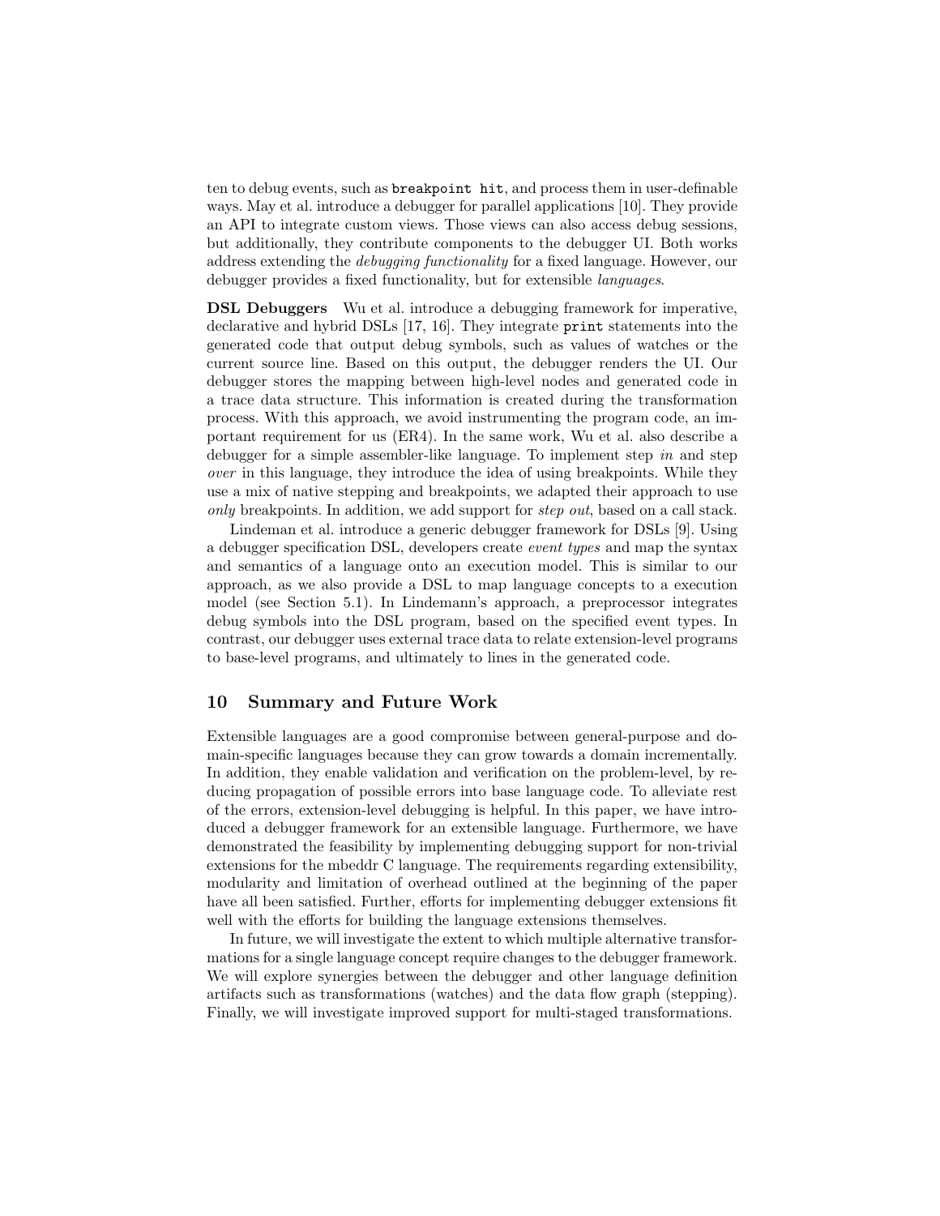ten to debug events, such as `breakpoint hit`, and process them in user-definable ways. May et al. introduce a debugger for parallel applications [10]. They provide an API to integrate custom views. Those views can also access debug sessions, but additionally, they contribute components to the debugger UI. Both works address extending the *debugging functionality* for a fixed language. However, our debugger provides a fixed functionality, but for extensible *languages*.

**DSL Debuggers** Wu et al. introduce a debugging framework for imperative, declarative and hybrid DSLs [17, 16]. They integrate `print` statements into the generated code that output debug symbols, such as values of watches or the current source line. Based on this output, the debugger renders the UI. Our debugger stores the mapping between high-level nodes and generated code in a trace data structure. This information is created during the transformation process. With this approach, we avoid instrumenting the program code, an important requirement for us (ER4). In the same work, Wu et al. also describe a debugger for a simple assembler-like language. To implement step *in* and step *over* in this language, they introduce the idea of using breakpoints. While they use a mix of native stepping and breakpoints, we adapted their approach to use *only* breakpoints. In addition, we add support for *step out*, based on a call stack.

Lindeman et al. introduce a generic debugger framework for DSLs [9]. Using a debugger specification DSL, developers create *event types* and map the syntax and semantics of a language onto an execution model. This is similar to our approach, as we also provide a DSL to map language concepts to a execution model (see Section 5.1). In Lindemann's approach, a preprocessor integrates debug symbols into the DSL program, based on the specified event types. In contrast, our debugger uses external trace data to relate extension-level programs to base-level programs, and ultimately to lines in the generated code.

## 10 Summary and Future Work

Extensible languages are a good compromise between general-purpose and domain-specific languages because they can grow towards a domain incrementally. In addition, they enable validation and verification on the problem-level, by reducing propagation of possible errors into base language code. To alleviate rest of the errors, extension-level debugging is helpful. In this paper, we have introduced a debugger framework for an extensible language. Furthermore, we have demonstrated the feasibility by implementing debugging support for non-trivial extensions for the mbeddr C language. The requirements regarding extensibility, modularity and limitation of overhead outlined at the beginning of the paper have all been satisfied. Further, efforts for implementing debugger extensions fit well with the efforts for building the language extensions themselves.

In future, we will investigate the extent to which multiple alternative transformations for a single language concept require changes to the debugger framework. We will explore synergies between the debugger and other language definition artifacts such as transformations (watches) and the data flow graph (stepping). Finally, we will investigate improved support for multi-staged transformations.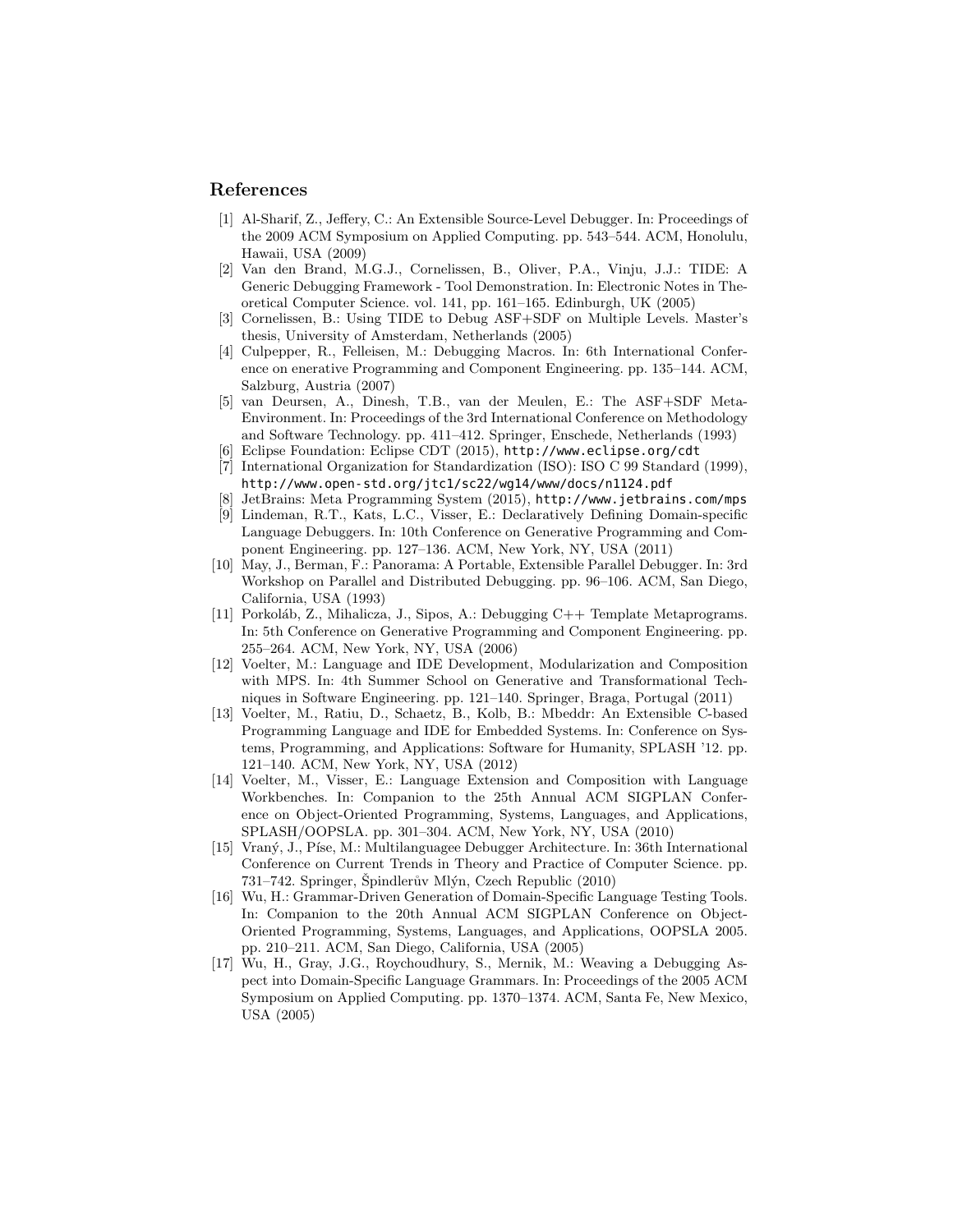## References

[1] Al-Sharif, Z., Jeffery, C.: An Extensible Source-Level Debugger. In: Proceedings of the 2009 ACM Symposium on Applied Computing. pp. 543–544. ACM, Honolulu, Hawaii, USA (2009)

[2] Van den Brand, M.G.J., Cornelissen, B., Oliver, P.A., Vinju, J.J.: TIDE: A Generic Debugging Framework - Tool Demonstration. In: Electronic Notes in Theoretical Computer Science. vol. 141, pp. 161–165. Edinburgh, UK (2005)

[3] Cornelissen, B.: Using TIDE to Debug ASF+SDF on Multiple Levels. Master's thesis, University of Amsterdam, Netherlands (2005)

[4] Culpepper, R., Felleisen, M.: Debugging Macros. In: 6th International Conference on enerative Programming and Component Engineering. pp. 135–144. ACM, Salzburg, Austria (2007)

[5] van Deursen, A., Dinesh, T.B., van der Meulen, E.: The ASF+SDF Meta-Environment. In: Proceedings of the 3rd International Conference on Methodology and Software Technology. pp. 411–412. Springer, Enschede, Netherlands (1993)

[6] Eclipse Foundation: Eclipse CDT (2015), http://www.eclipse.org/cdt

[7] International Organization for Standardization (ISO): ISO C 99 Standard (1999), http://www.open-std.org/jtc1/sc22/wg14/www/docs/n1124.pdf

[8] JetBrains: Meta Programming System (2015), http://www.jetbrains.com/mps

[9] Lindeman, R.T., Kats, L.C., Visser, E.: Declaratively Defining Domain-specific Language Debuggers. In: 10th Conference on Generative Programming and Component Engineering. pp. 127–136. ACM, New York, NY, USA (2011)

[10] May, J., Berman, F.: Panorama: A Portable, Extensible Parallel Debugger. In: 3rd Workshop on Parallel and Distributed Debugging. pp. 96–106. ACM, San Diego, California, USA (1993)

[11] Porkoláb, Z., Mihalicza, J., Sipos, A.: Debugging C++ Template Metaprograms. In: 5th Conference on Generative Programming and Component Engineering. pp. 255–264. ACM, New York, NY, USA (2006)

[12] Voelter, M.: Language and IDE Development, Modularization and Composition with MPS. In: 4th Summer School on Generative and Transformational Techniques in Software Engineering. pp. 121–140. Springer, Braga, Portugal (2011)

[13] Voelter, M., Ratiu, D., Schaetz, B., Kolb, B.: Mbeddr: An Extensible C-based Programming Language and IDE for Embedded Systems. In: Conference on Systems, Programming, and Applications: Software for Humanity, SPLASH '12. pp. 121–140. ACM, New York, NY, USA (2012)

[14] Voelter, M., Visser, E.: Language Extension and Composition with Language Workbenches. In: Companion to the 25th Annual ACM SIGPLAN Conference on Object-Oriented Programming, Systems, Languages, and Applications, SPLASH/OOPSLA. pp. 301–304. ACM, New York, NY, USA (2010)

[15] Vraný, J., Píse, M.: Multilanguagee Debugger Architecture. In: 36th International Conference on Current Trends in Theory and Practice of Computer Science. pp. 731–742. Springer, Špindlerův Mlýn, Czech Republic (2010)

[16] Wu, H.: Grammar-Driven Generation of Domain-Specific Language Testing Tools. In: Companion to the 20th Annual ACM SIGPLAN Conference on Object-Oriented Programming, Systems, Languages, and Applications, OOPSLA 2005. pp. 210–211. ACM, San Diego, California, USA (2005)

[17] Wu, H., Gray, J.G., Roychoudhury, S., Mernik, M.: Weaving a Debugging Aspect into Domain-Specific Language Grammars. In: Proceedings of the 2005 ACM Symposium on Applied Computing. pp. 1370–1374. ACM, Santa Fe, New Mexico, USA (2005)